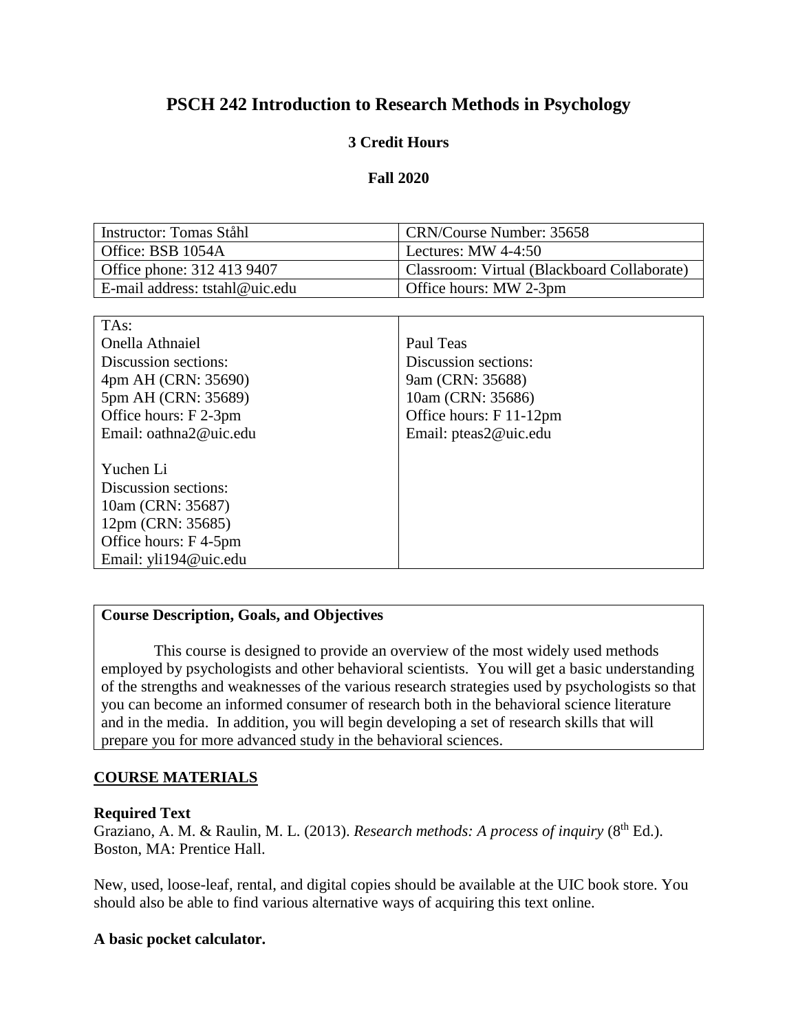# PSCH 242 Introduction to Research Methods in Psychology

**3 Credit Hours**

**Fall 2020**

| Instructor: Tomas Ståhl | CRN/Course Number: 35658 |
|---|---|
| Office: BSB 1054A | Lectures: MW 4-4:50 |
| Office phone: 312 413 9407 | Classroom: Virtual (Blackboard Collaborate) |
| E-mail address: tstahl@uic.edu | Office hours: MW 2-3pm |

| TAs: | |
|---|---|
| Onella Athnaiel<br>Discussion sections:<br>4pm AH (CRN: 35690)<br>5pm AH (CRN: 35689)<br>Office hours: F 2-3pm<br>Email: oathna2@uic.edu<br><br>Yuchen Li<br>Discussion sections:<br>10am (CRN: 35687)<br>12pm (CRN: 35685)<br>Office hours: F 4-5pm<br>Email: yli194@uic.edu | Paul Teas<br>Discussion sections:<br>9am (CRN: 35688)<br>10am (CRN: 35686)<br>Office hours: F 11-12pm<br>Email: pteas2@uic.edu |

**Course Description, Goals, and Objectives**

This course is designed to provide an overview of the most widely used methods employed by psychologists and other behavioral scientists. You will get a basic understanding of the strengths and weaknesses of the various research strategies used by psychologists so that you can become an informed consumer of research both in the behavioral science literature and in the media. In addition, you will begin developing a set of research skills that will prepare you for more advanced study in the behavioral sciences.

## COURSE MATERIALS

**Required Text**

Graziano, A. M. & Raulin, M. L. (2013). *Research methods: A process of inquiry* (8th Ed.). Boston, MA: Prentice Hall.

New, used, loose-leaf, rental, and digital copies should be available at the UIC book store. You should also be able to find various alternative ways of acquiring this text online.

**A basic pocket calculator.**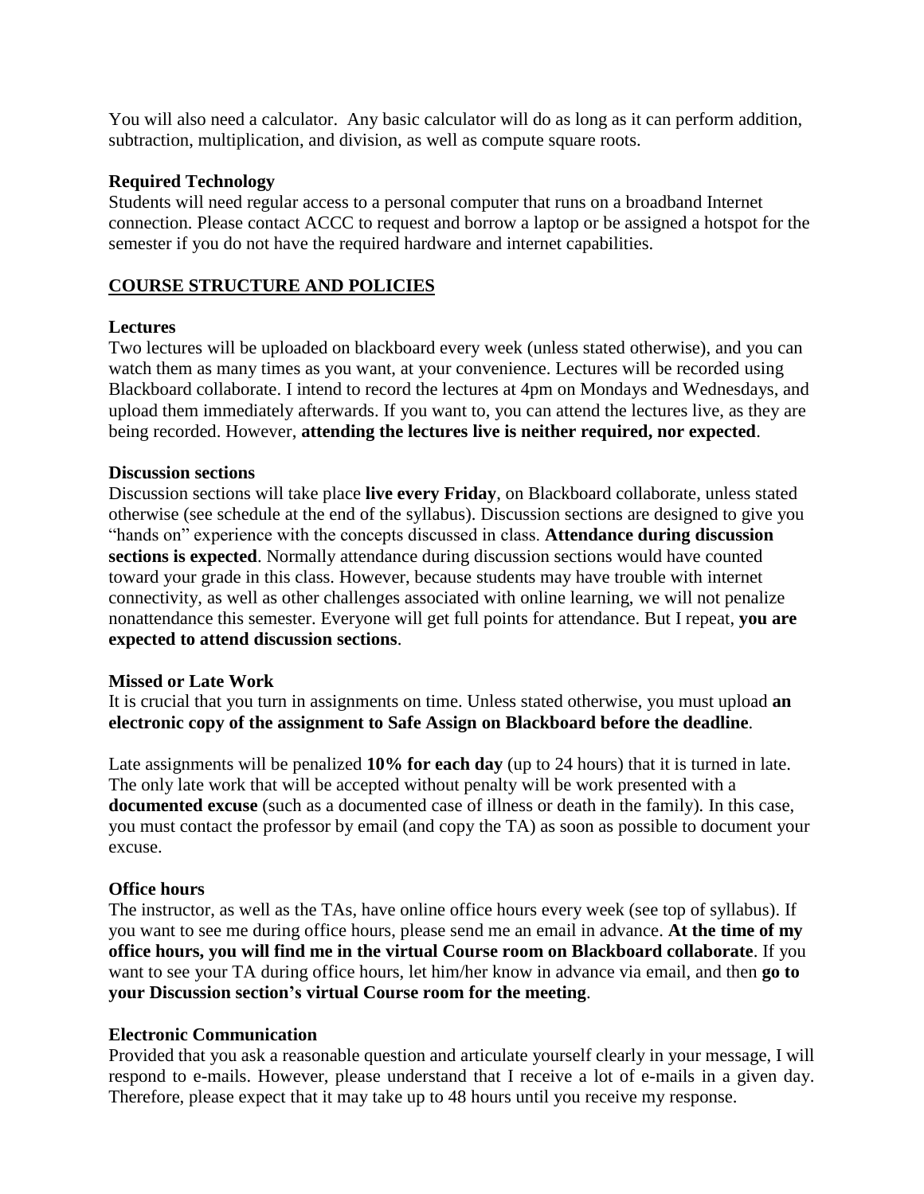You will also need a calculator. Any basic calculator will do as long as it can perform addition, subtraction, multiplication, and division, as well as compute square roots.

**Required Technology**

Students will need regular access to a personal computer that runs on a broadband Internet connection. Please contact ACCC to request and borrow a laptop or be assigned a hotspot for the semester if you do not have the required hardware and internet capabilities.

## COURSE STRUCTURE AND POLICIES

**Lectures**

Two lectures will be uploaded on blackboard every week (unless stated otherwise), and you can watch them as many times as you want, at your convenience. Lectures will be recorded using Blackboard collaborate. I intend to record the lectures at 4pm on Mondays and Wednesdays, and upload them immediately afterwards. If you want to, you can attend the lectures live, as they are being recorded. However, **attending the lectures live is neither required, nor expected**.

**Discussion sections**

Discussion sections will take place **live every Friday**, on Blackboard collaborate, unless stated otherwise (see schedule at the end of the syllabus). Discussion sections are designed to give you "hands on" experience with the concepts discussed in class. **Attendance during discussion sections is expected**. Normally attendance during discussion sections would have counted toward your grade in this class. However, because students may have trouble with internet connectivity, as well as other challenges associated with online learning, we will not penalize nonattendance this semester. Everyone will get full points for attendance. But I repeat, **you are expected to attend discussion sections**.

**Missed or Late Work**

It is crucial that you turn in assignments on time. Unless stated otherwise, you must upload **an electronic copy of the assignment to Safe Assign on Blackboard before the deadline**.

Late assignments will be penalized **10% for each day** (up to 24 hours) that it is turned in late. The only late work that will be accepted without penalty will be work presented with a **documented excuse** (such as a documented case of illness or death in the family). In this case, you must contact the professor by email (and copy the TA) as soon as possible to document your excuse.

**Office hours**

The instructor, as well as the TAs, have online office hours every week (see top of syllabus). If you want to see me during office hours, please send me an email in advance. **At the time of my office hours, you will find me in the virtual Course room on Blackboard collaborate**. If you want to see your TA during office hours, let him/her know in advance via email, and then **go to your Discussion section's virtual Course room for the meeting**.

**Electronic Communication**

Provided that you ask a reasonable question and articulate yourself clearly in your message, I will respond to e-mails. However, please understand that I receive a lot of e-mails in a given day. Therefore, please expect that it may take up to 48 hours until you receive my response.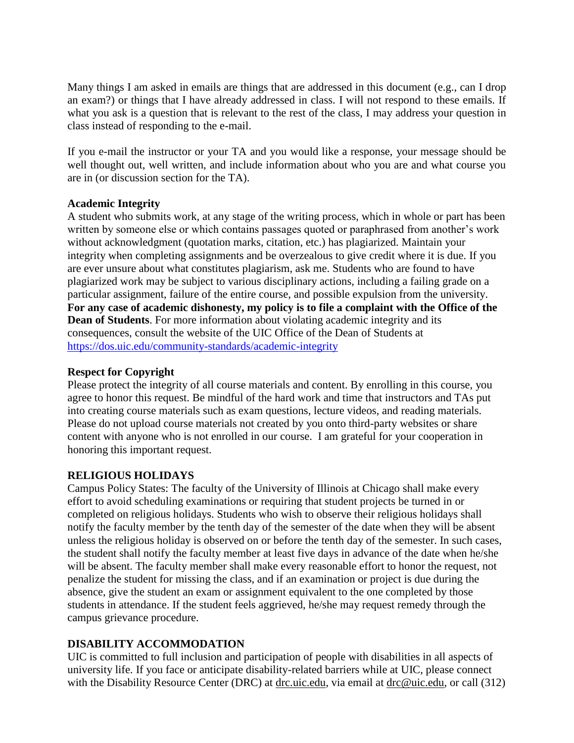Many things I am asked in emails are things that are addressed in this document (e.g., can I drop an exam?) or things that I have already addressed in class. I will not respond to these emails. If what you ask is a question that is relevant to the rest of the class, I may address your question in class instead of responding to the e-mail.

If you e-mail the instructor or your TA and you would like a response, your message should be well thought out, well written, and include information about who you are and what course you are in (or discussion section for the TA).

**Academic Integrity**

A student who submits work, at any stage of the writing process, which in whole or part has been written by someone else or which contains passages quoted or paraphrased from another's work without acknowledgment (quotation marks, citation, etc.) has plagiarized. Maintain your integrity when completing assignments and be overzealous to give credit where it is due. If you are ever unsure about what constitutes plagiarism, ask me. Students who are found to have plagiarized work may be subject to various disciplinary actions, including a failing grade on a particular assignment, failure of the entire course, and possible expulsion from the university. **For any case of academic dishonesty, my policy is to file a complaint with the Office of the Dean of Students**. For more information about violating academic integrity and its consequences, consult the website of the UIC Office of the Dean of Students at https://dos.uic.edu/community-standards/academic-integrity

**Respect for Copyright**

Please protect the integrity of all course materials and content. By enrolling in this course, you agree to honor this request. Be mindful of the hard work and time that instructors and TAs put into creating course materials such as exam questions, lecture videos, and reading materials. Please do not upload course materials not created by you onto third-party websites or share content with anyone who is not enrolled in our course. I am grateful for your cooperation in honoring this important request.

**RELIGIOUS HOLIDAYS**

Campus Policy States: The faculty of the University of Illinois at Chicago shall make every effort to avoid scheduling examinations or requiring that student projects be turned in or completed on religious holidays. Students who wish to observe their religious holidays shall notify the faculty member by the tenth day of the semester of the date when they will be absent unless the religious holiday is observed on or before the tenth day of the semester. In such cases, the student shall notify the faculty member at least five days in advance of the date when he/she will be absent. The faculty member shall make every reasonable effort to honor the request, not penalize the student for missing the class, and if an examination or project is due during the absence, give the student an exam or assignment equivalent to the one completed by those students in attendance. If the student feels aggrieved, he/she may request remedy through the campus grievance procedure.

**DISABILITY ACCOMMODATION**

UIC is committed to full inclusion and participation of people with disabilities in all aspects of university life. If you face or anticipate disability-related barriers while at UIC, please connect with the Disability Resource Center (DRC) at drc.uic.edu, via email at drc@uic.edu, or call (312)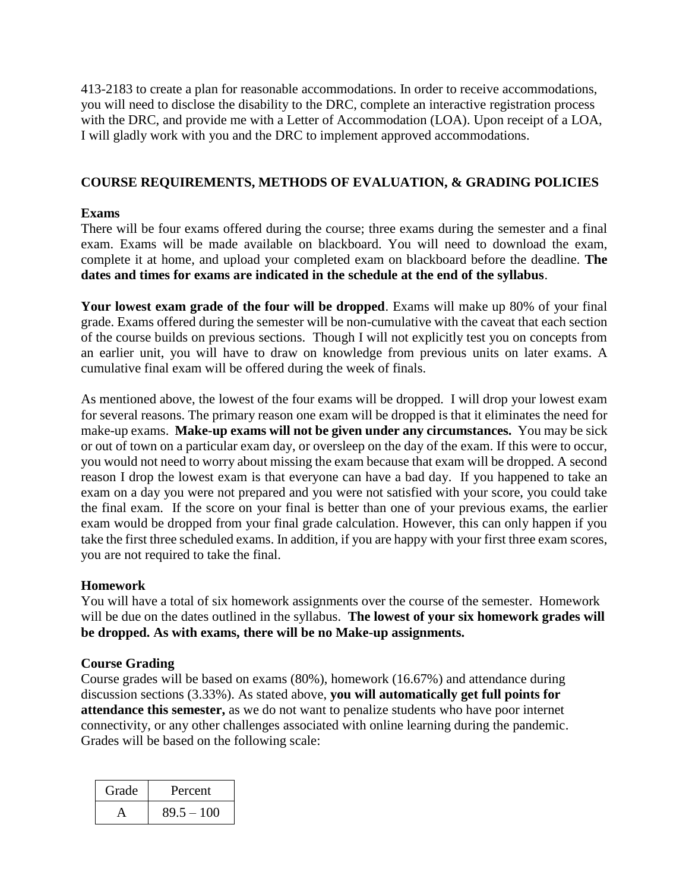413-2183 to create a plan for reasonable accommodations. In order to receive accommodations, you will need to disclose the disability to the DRC, complete an interactive registration process with the DRC, and provide me with a Letter of Accommodation (LOA). Upon receipt of a LOA, I will gladly work with you and the DRC to implement approved accommodations.

## COURSE REQUIREMENTS, METHODS OF EVALUATION, & GRADING POLICIES

### Exams

There will be four exams offered during the course; three exams during the semester and a final exam. Exams will be made available on blackboard. You will need to download the exam, complete it at home, and upload your completed exam on blackboard before the deadline. **The dates and times for exams are indicated in the schedule at the end of the syllabus**.

**Your lowest exam grade of the four will be dropped**. Exams will make up 80% of your final grade. Exams offered during the semester will be non-cumulative with the caveat that each section of the course builds on previous sections. Though I will not explicitly test you on concepts from an earlier unit, you will have to draw on knowledge from previous units on later exams. A cumulative final exam will be offered during the week of finals.

As mentioned above, the lowest of the four exams will be dropped. I will drop your lowest exam for several reasons. The primary reason one exam will be dropped is that it eliminates the need for make-up exams. **Make-up exams will not be given under any circumstances.** You may be sick or out of town on a particular exam day, or oversleep on the day of the exam. If this were to occur, you would not need to worry about missing the exam because that exam will be dropped. A second reason I drop the lowest exam is that everyone can have a bad day. If you happened to take an exam on a day you were not prepared and you were not satisfied with your score, you could take the final exam. If the score on your final is better than one of your previous exams, the earlier exam would be dropped from your final grade calculation. However, this can only happen if you take the first three scheduled exams. In addition, if you are happy with your first three exam scores, you are not required to take the final.

### Homework

You will have a total of six homework assignments over the course of the semester. Homework will be due on the dates outlined in the syllabus. **The lowest of your six homework grades will be dropped. As with exams, there will be no Make-up assignments.**

### Course Grading

Course grades will be based on exams (80%), homework (16.67%) and attendance during discussion sections (3.33%). As stated above, **you will automatically get full points for attendance this semester,** as we do not want to penalize students who have poor internet connectivity, or any other challenges associated with online learning during the pandemic. Grades will be based on the following scale:

| Grade | Percent |
|---|---|
| A | 89.5 – 100 |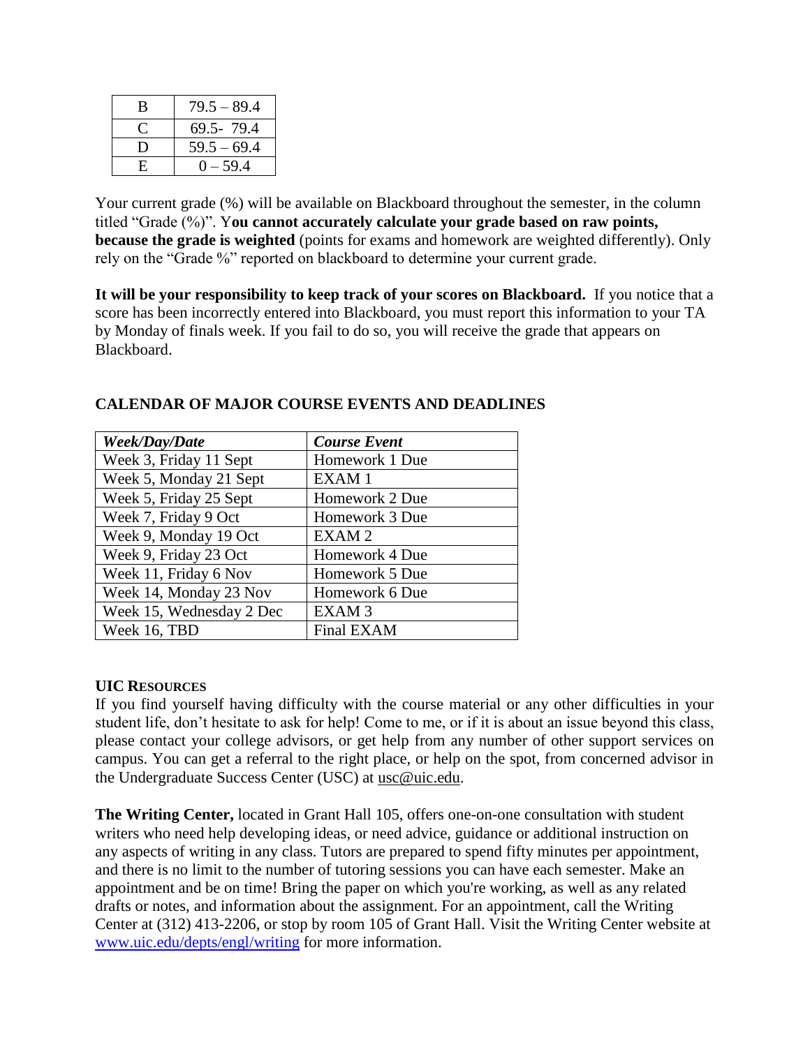| B | 79.5 – 89.4 |
|---|---|
| C | 69.5- 79.4 |
| D | 59.5 – 69.4 |
| E | 0 – 59.4 |

Your current grade (%) will be available on Blackboard throughout the semester, in the column titled "Grade (%)". Y**ou cannot accurately calculate your grade based on raw points, because the grade is weighted** (points for exams and homework are weighted differently). Only rely on the "Grade %" reported on blackboard to determine your current grade.

**It will be your responsibility to keep track of your scores on Blackboard.** If you notice that a score has been incorrectly entered into Blackboard, you must report this information to your TA by Monday of finals week. If you fail to do so, you will receive the grade that appears on Blackboard.

## CALENDAR OF MAJOR COURSE EVENTS AND DEADLINES

| ***Week/Day/Date*** | ***Course Event*** |
|---|---|
| Week 3, Friday 11 Sept | Homework 1 Due |
| Week 5, Monday 21 Sept | EXAM 1 |
| Week 5, Friday 25 Sept | Homework 2 Due |
| Week 7, Friday 9 Oct | Homework 3 Due |
| Week 9, Monday 19 Oct | EXAM 2 |
| Week 9, Friday 23 Oct | Homework 4 Due |
| Week 11, Friday 6 Nov | Homework 5 Due |
| Week 14, Monday 23 Nov | Homework 6 Due |
| Week 15, Wednesday 2 Dec | EXAM 3 |
| Week 16, TBD | Final EXAM |

### UIC RESOURCES

If you find yourself having difficulty with the course material or any other difficulties in your student life, don't hesitate to ask for help! Come to me, or if it is about an issue beyond this class, please contact your college advisors, or get help from any number of other support services on campus. You can get a referral to the right place, or help on the spot, from concerned advisor in the Undergraduate Success Center (USC) at usc@uic.edu.

**The Writing Center,** located in Grant Hall 105, offers one-on-one consultation with student writers who need help developing ideas, or need advice, guidance or additional instruction on any aspects of writing in any class. Tutors are prepared to spend fifty minutes per appointment, and there is no limit to the number of tutoring sessions you can have each semester. Make an appointment and be on time! Bring the paper on which you're working, as well as any related drafts or notes, and information about the assignment. For an appointment, call the Writing Center at (312) 413-2206, or stop by room 105 of Grant Hall. Visit the Writing Center website at www.uic.edu/depts/engl/writing for more information.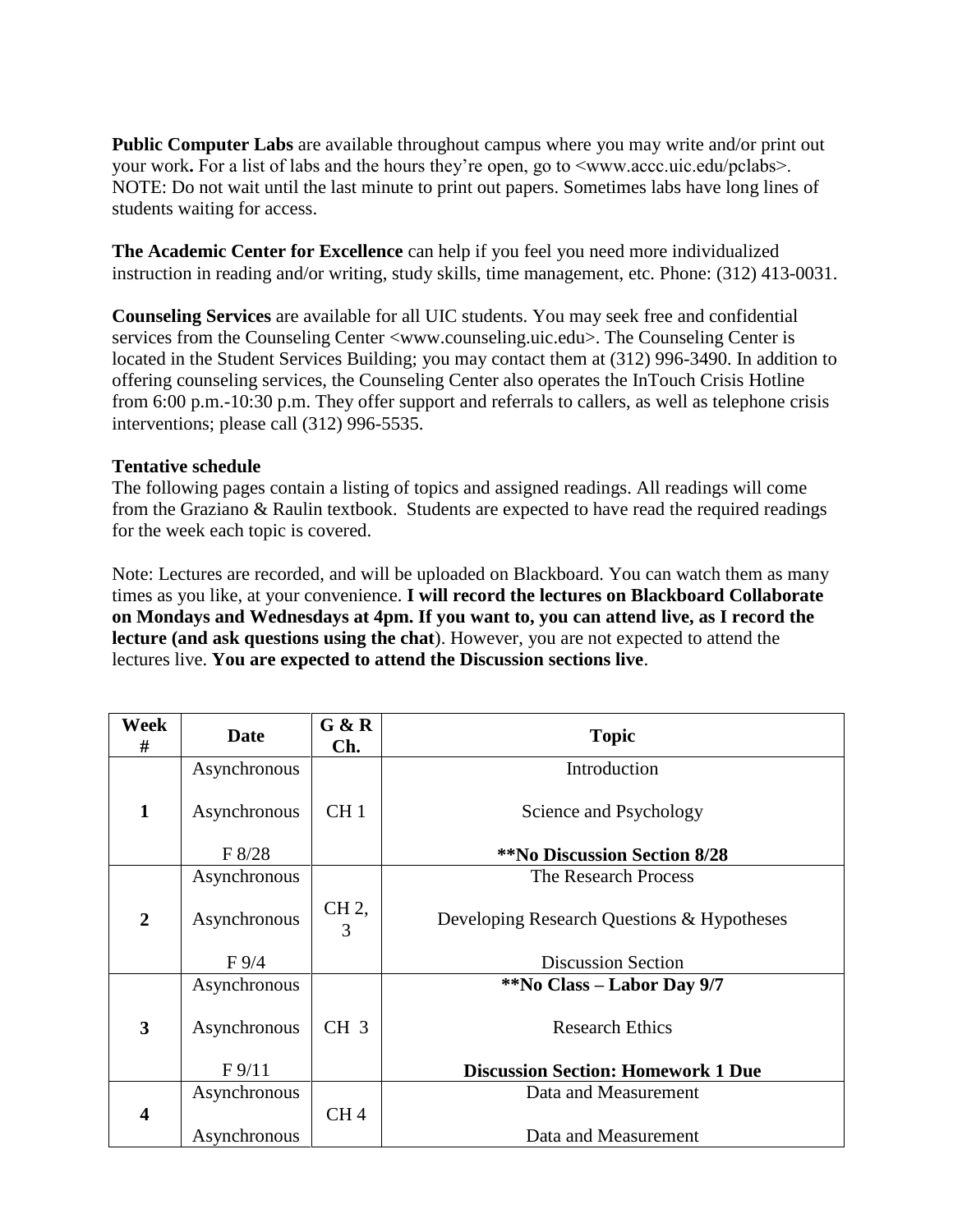**Public Computer Labs** are available throughout campus where you may write and/or print out your work**.** For a list of labs and the hours they're open, go to <www.accc.uic.edu/pclabs>. NOTE: Do not wait until the last minute to print out papers. Sometimes labs have long lines of students waiting for access.

**The Academic Center for Excellence** can help if you feel you need more individualized instruction in reading and/or writing, study skills, time management, etc. Phone: (312) 413-0031.

**Counseling Services** are available for all UIC students. You may seek free and confidential services from the Counseling Center <www.counseling.uic.edu>. The Counseling Center is located in the Student Services Building; you may contact them at (312) 996-3490. In addition to offering counseling services, the Counseling Center also operates the InTouch Crisis Hotline from 6:00 p.m.-10:30 p.m. They offer support and referrals to callers, as well as telephone crisis interventions; please call (312) 996-5535.

**Tentative schedule**

The following pages contain a listing of topics and assigned readings. All readings will come from the Graziano & Raulin textbook. Students are expected to have read the required readings for the week each topic is covered.

Note: Lectures are recorded, and will be uploaded on Blackboard. You can watch them as many times as you like, at your convenience. **I will record the lectures on Blackboard Collaborate on Mondays and Wednesdays at 4pm. If you want to, you can attend live, as I record the lecture (and ask questions using the chat**). However, you are not expected to attend the lectures live. **You are expected to attend the Discussion sections live**.

| Week # | Date | G & R Ch. | Topic |
|---|---|---|---|
| 1 | Asynchronous | CH 1 | Introduction |
| | Asynchronous | | Science and Psychology |
| | F 8/28 | | **\*\*No Discussion Section 8/28** |
| 2 | Asynchronous | CH 2, 3 | The Research Process |
| | Asynchronous | | Developing Research Questions & Hypotheses |
| | F 9/4 | | Discussion Section |
| 3 | Asynchronous | CH 3 | **\*\*No Class – Labor Day 9/7** |
| | Asynchronous | | Research Ethics |
| | F 9/11 | | **Discussion Section: Homework 1 Due** |
| 4 | Asynchronous | CH 4 | Data and Measurement |
| | Asynchronous | | Data and Measurement |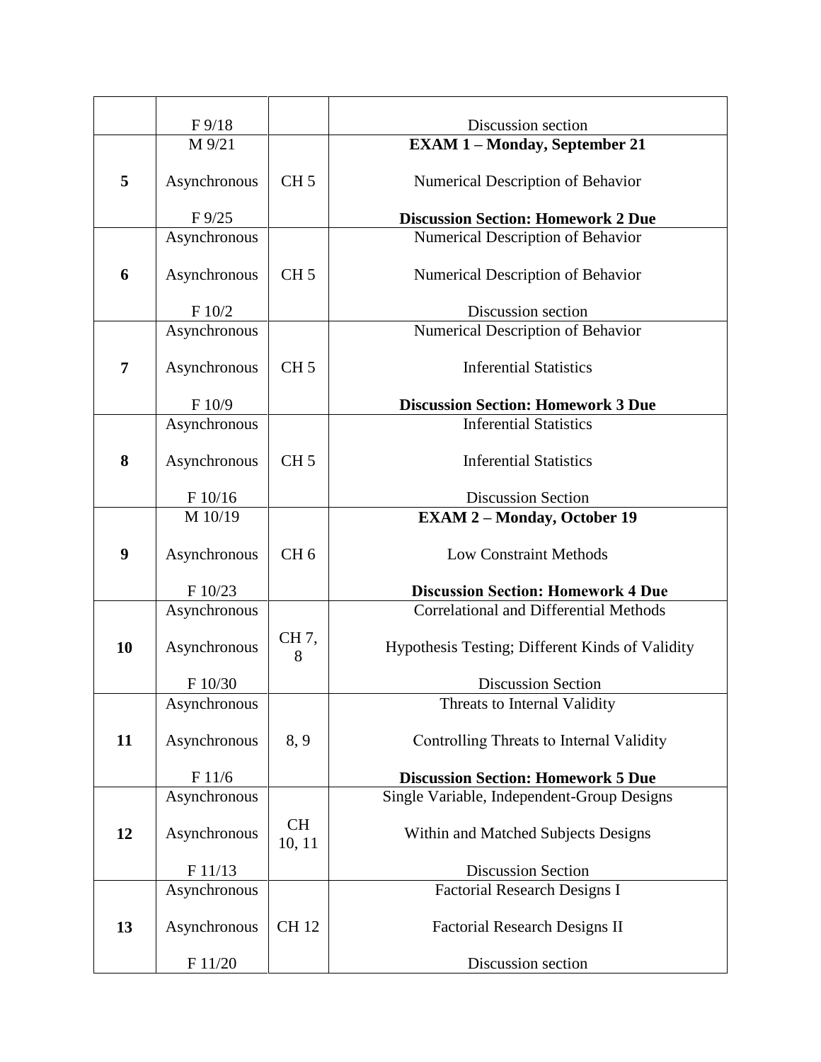|  |  |  |  |
|---|---|---|---|
|  | F 9/18 |  | Discussion section |
| 5 | M 9/21<br><br>Asynchronous<br><br>F 9/25 | CH 5 | **EXAM 1 – Monday, September 21**<br><br>Numerical Description of Behavior<br><br>**Discussion Section: Homework 2 Due** |
| 6 | Asynchronous<br><br>Asynchronous<br><br>F 10/2 | CH 5 | Numerical Description of Behavior<br><br>Numerical Description of Behavior<br><br>Discussion section |
| 7 | Asynchronous<br><br>Asynchronous<br><br>F 10/9 | CH 5 | Numerical Description of Behavior<br><br>Inferential Statistics<br><br>**Discussion Section: Homework 3 Due** |
| 8 | Asynchronous<br><br>Asynchronous<br><br>F 10/16 | CH 5 | Inferential Statistics<br><br>Inferential Statistics<br><br>Discussion Section |
| 9 | M 10/19<br><br>Asynchronous<br><br>F 10/23 | CH 6 | **EXAM 2 – Monday, October 19**<br><br>Low Constraint Methods<br><br>**Discussion Section: Homework 4 Due** |
| 10 | Asynchronous<br><br>Asynchronous<br><br>F 10/30 | CH 7, 8 | Correlational and Differential Methods<br><br>Hypothesis Testing; Different Kinds of Validity<br><br>Discussion Section |
| 11 | Asynchronous<br><br>Asynchronous<br><br>F 11/6 | 8, 9 | Threats to Internal Validity<br><br>Controlling Threats to Internal Validity<br><br>**Discussion Section: Homework 5 Due** |
| 12 | Asynchronous<br><br>Asynchronous<br><br>F 11/13 | CH 10, 11 | Single Variable, Independent-Group Designs<br><br>Within and Matched Subjects Designs<br><br>Discussion Section |
| 13 | Asynchronous<br><br>Asynchronous<br><br>F 11/20 | CH 12 | Factorial Research Designs I<br><br>Factorial Research Designs II<br><br>Discussion section |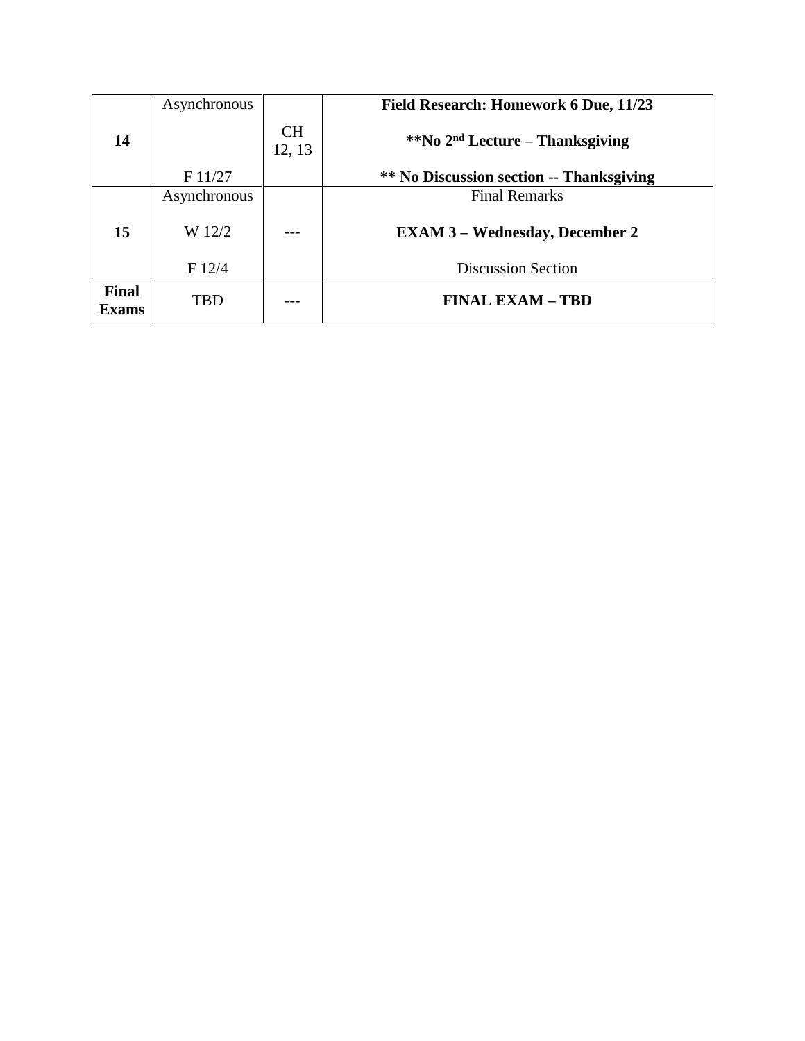| | | | |
|---|---|---|---|
| **14** | Asynchronous<br><br>F 11/27 | CH 12, 13 | **Field Research: Homework 6 Due, 11/23**<br>**\*\*No 2nd Lecture – Thanksgiving**<br>**\*\* No Discussion section -- Thanksgiving** |
| **15** | Asynchronous<br>W 12/2<br>F 12/4 | --- | Final Remarks<br>**EXAM 3 – Wednesday, December 2**<br>Discussion Section |
| **Final Exams** | TBD | --- | **FINAL EXAM – TBD** |